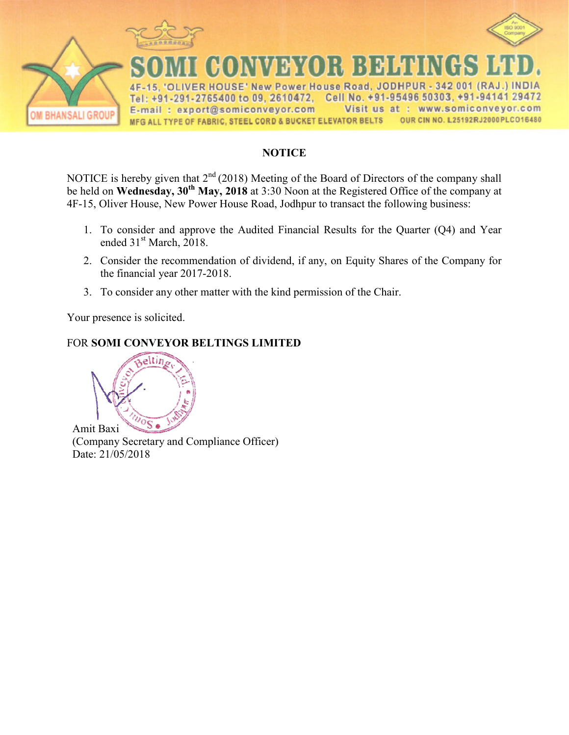# SOMI CONVEYOR BELTINGS LTD.

4F-15, 'OLIVER HOUSE' New Power House Road, JODHPUR - 342 001 (RAJ.) INDIA
Tel: +91-291-2765400 to 09, 2610472, Cell No. +91-95496 50303, +91-94141 29472
E-mail : export@somiconveyor.com Visit us at : www.somiconveyor.com
MFG ALL TYPE OF FABRIC, STEEL CORD & BUCKET ELEVATOR BELTS OUR CIN NO. L25192RJ2000PLC016480

OM BHANSALI GROUP

## NOTICE

NOTICE is hereby given that 2nd (2018) Meeting of the Board of Directors of the company shall be held on **Wednesday, 30th May, 2018** at 3:30 Noon at the Registered Office of the company at 4F-15, Oliver House, New Power House Road, Jodhpur to transact the following business:

1. To consider and approve the Audited Financial Results for the Quarter (Q4) and Year ended 31st March, 2018.
2. Consider the recommendation of dividend, if any, on Equity Shares of the Company for the financial year 2017-2018.
3. To consider any other matter with the kind permission of the Chair.

Your presence is solicited.

FOR **SOMI CONVEYOR BELTINGS LIMITED**

Amit Baxi
(Company Secretary and Compliance Officer)
Date: 21/05/2018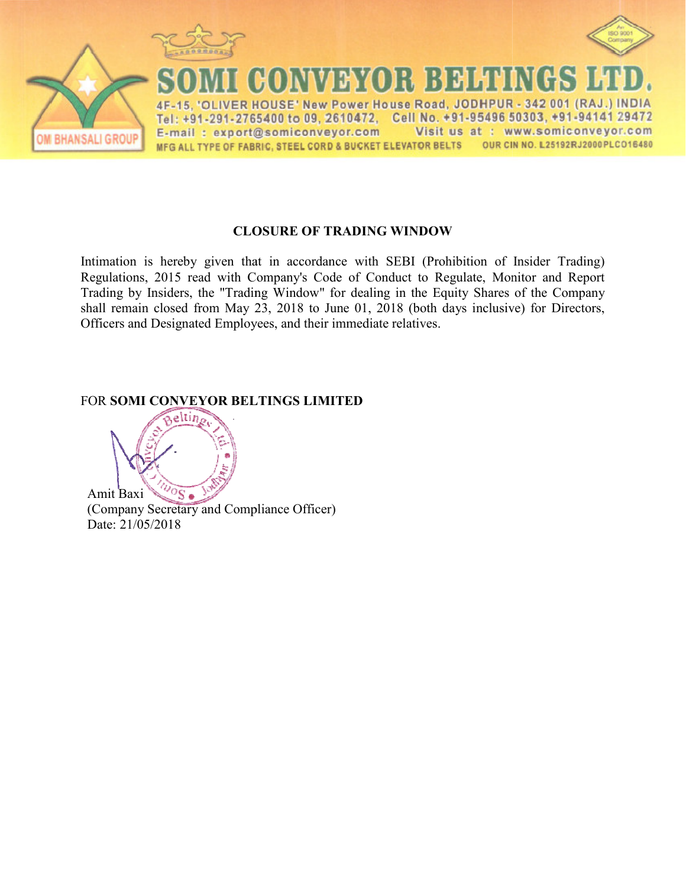# SOMI CONVEYOR BELTINGS LTD.

4F-15, 'OLIVER HOUSE' New Power House Road, JODHPUR - 342 001 (RAJ.) INDIA
Tel: +91-291-2765400 to 09, 2610472, Cell No. +91-95496 50303, +91-94141 29472
E-mail : export@somiconveyor.com Visit us at : www.somiconveyor.com
MFG ALL TYPE OF FABRIC, STEEL CORD & BUCKET ELEVATOR BELTS OUR CIN NO. L25192RJ2000PLCO16480

OM BHANSALI GROUP

## CLOSURE OF TRADING WINDOW

Intimation is hereby given that in accordance with SEBI (Prohibition of Insider Trading) Regulations, 2015 read with Company's Code of Conduct to Regulate, Monitor and Report Trading by Insiders, the "Trading Window" for dealing in the Equity Shares of the Company shall remain closed from May 23, 2018 to June 01, 2018 (both days inclusive) for Directors, Officers and Designated Employees, and their immediate relatives.

FOR **SOMI CONVEYOR BELTINGS LIMITED**

Amit Baxi
(Company Secretary and Compliance Officer)
Date: 21/05/2018